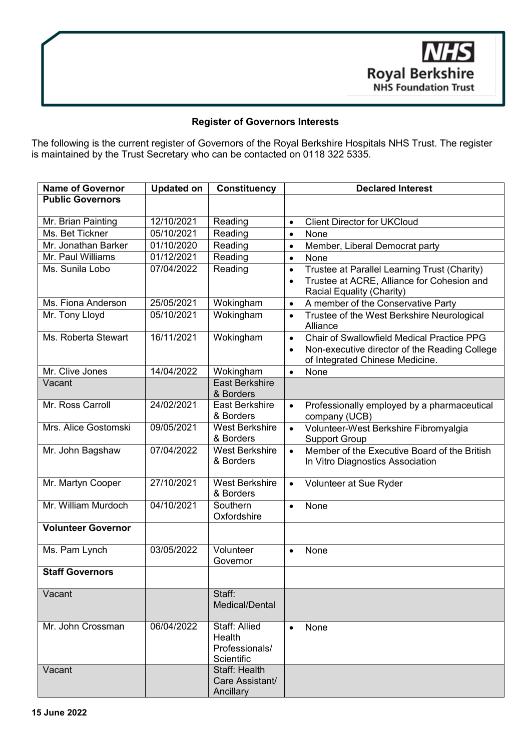NHS
Royal Berkshire
NHS Foundation Trust

## Register of Governors Interests

The following is the current register of Governors of the Royal Berkshire Hospitals NHS Trust. The register is maintained by the Trust Secretary who can be contacted on 0118 322 5335.

| Name of Governor | Updated on | Constituency | Declared Interest |
|---|---|---|---|
| **Public Governors** | | | |
| Mr. Brian Painting | 12/10/2021 | Reading | • Client Director for UKCloud |
| Ms. Bet Tickner | 05/10/2021 | Reading | • None |
| Mr. Jonathan Barker | 01/10/2020 | Reading | • Member, Liberal Democrat party |
| Mr. Paul Williams | 01/12/2021 | Reading | • None |
| Ms. Sunila Lobo | 07/04/2022 | Reading | • Trustee at Parallel Learning Trust (Charity) <br> • Trustee at ACRE, Alliance for Cohesion and Racial Equality (Charity) |
| Ms. Fiona Anderson | 25/05/2021 | Wokingham | • A member of the Conservative Party |
| Mr. Tony Lloyd | 05/10/2021 | Wokingham | • Trustee of the West Berkshire Neurological Alliance |
| Ms. Roberta Stewart | 16/11/2021 | Wokingham | • Chair of Swallowfield Medical Practice PPG <br> • Non-executive director of the Reading College of Integrated Chinese Medicine. |
| Mr. Clive Jones | 14/04/2022 | Wokingham | • None |
| Vacant | | East Berkshire & Borders | |
| Mr. Ross Carroll | 24/02/2021 | East Berkshire & Borders | • Professionally employed by a pharmaceutical company (UCB) |
| Mrs. Alice Gostomski | 09/05/2021 | West Berkshire & Borders | • Volunteer-West Berkshire Fibromyalgia Support Group |
| Mr. John Bagshaw | 07/04/2022 | West Berkshire & Borders | • Member of the Executive Board of the British In Vitro Diagnostics Association |
| Mr. Martyn Cooper | 27/10/2021 | West Berkshire & Borders | • Volunteer at Sue Ryder |
| Mr. William Murdoch | 04/10/2021 | Southern Oxfordshire | • None |
| **Volunteer Governor** | | | |
| Ms. Pam Lynch | 03/05/2022 | Volunteer Governor | • None |
| **Staff Governors** | | | |
| Vacant | | Staff: Medical/Dental | |
| Mr. John Crossman | 06/04/2022 | Staff: Allied Health Professionals/ Scientific | • None |
| Vacant | | Staff: Health Care Assistant/ Ancillary | |

**15 June 2022**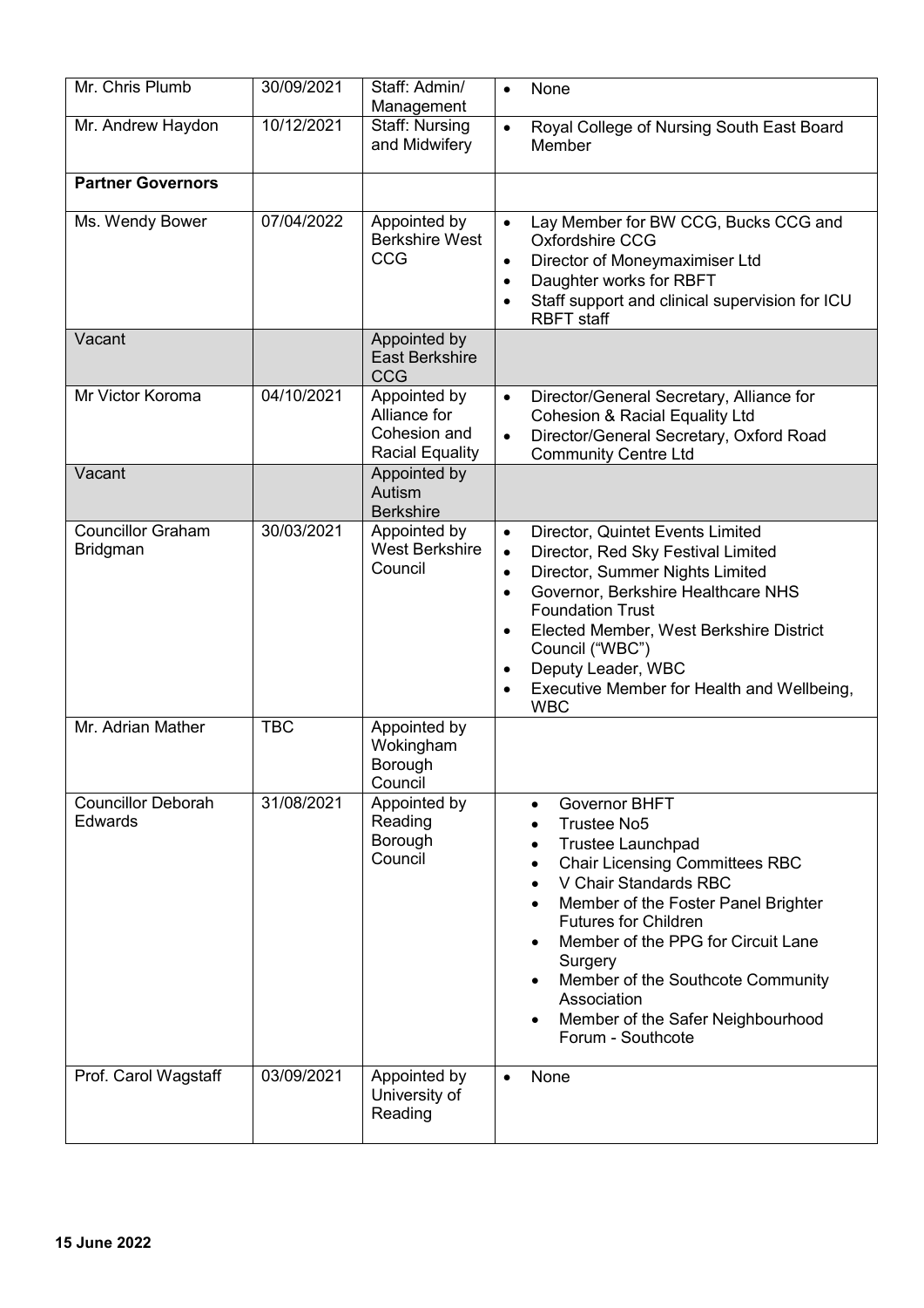| | | | |
|---|---|---|---|
| Mr. Chris Plumb | 30/09/2021 | Staff: Admin/ Management | • None |
| Mr. Andrew Haydon | 10/12/2021 | Staff: Nursing and Midwifery | • Royal College of Nursing South East Board Member |
| **Partner Governors** | | | |
| Ms. Wendy Bower | 07/04/2022 | Appointed by Berkshire West CCG | • Lay Member for BW CCG, Bucks CCG and Oxfordshire CCG<br>• Director of Moneymaximiser Ltd<br>• Daughter works for RBFT<br>• Staff support and clinical supervision for ICU RBFT staff |
| Vacant | | Appointed by East Berkshire CCG | |
| Mr Victor Koroma | 04/10/2021 | Appointed by Alliance for Cohesion and Racial Equality | • Director/General Secretary, Alliance for Cohesion & Racial Equality Ltd<br>• Director/General Secretary, Oxford Road Community Centre Ltd |
| Vacant | | Appointed by Autism Berkshire | |
| Councillor Graham Bridgman | 30/03/2021 | Appointed by West Berkshire Council | • Director, Quintet Events Limited<br>• Director, Red Sky Festival Limited<br>• Director, Summer Nights Limited<br>• Governor, Berkshire Healthcare NHS Foundation Trust<br>• Elected Member, West Berkshire District Council ("WBC")<br>• Deputy Leader, WBC<br>• Executive Member for Health and Wellbeing, WBC |
| Mr. Adrian Mather | TBC | Appointed by Wokingham Borough Council | |
| Councillor Deborah Edwards | 31/08/2021 | Appointed by Reading Borough Council | • Governor BHFT<br>• Trustee No5<br>• Trustee Launchpad<br>• Chair Licensing Committees RBC<br>• V Chair Standards RBC<br>• Member of the Foster Panel Brighter Futures for Children<br>• Member of the PPG for Circuit Lane Surgery<br>• Member of the Southcote Community Association<br>• Member of the Safer Neighbourhood Forum - Southcote |
| Prof. Carol Wagstaff | 03/09/2021 | Appointed by University of Reading | • None |

**15 June 2022**